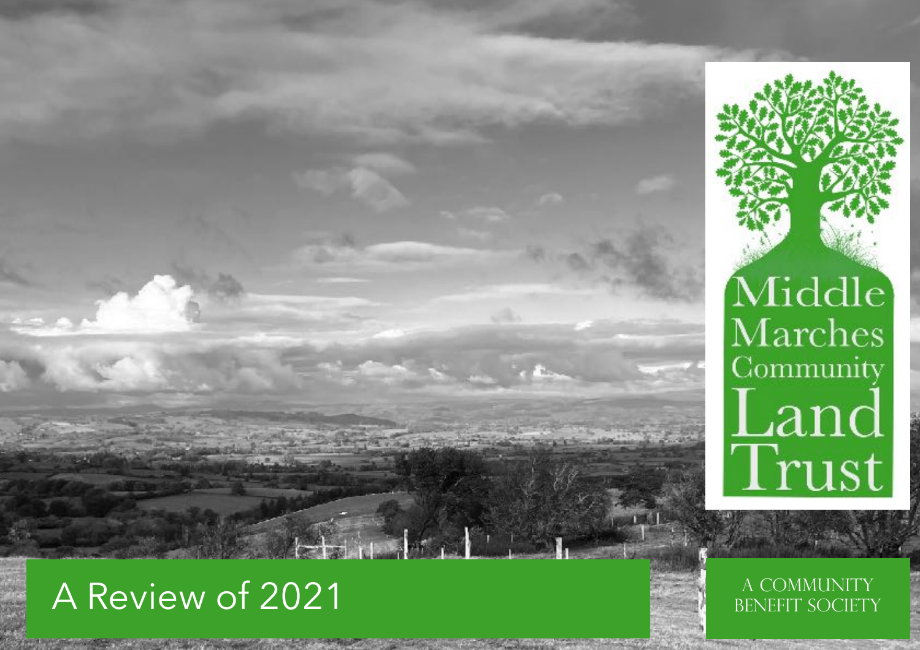# Middle Marches Community Land Trust

# A Review of 2021

A COMMUNITY BENEFIT SOCIETY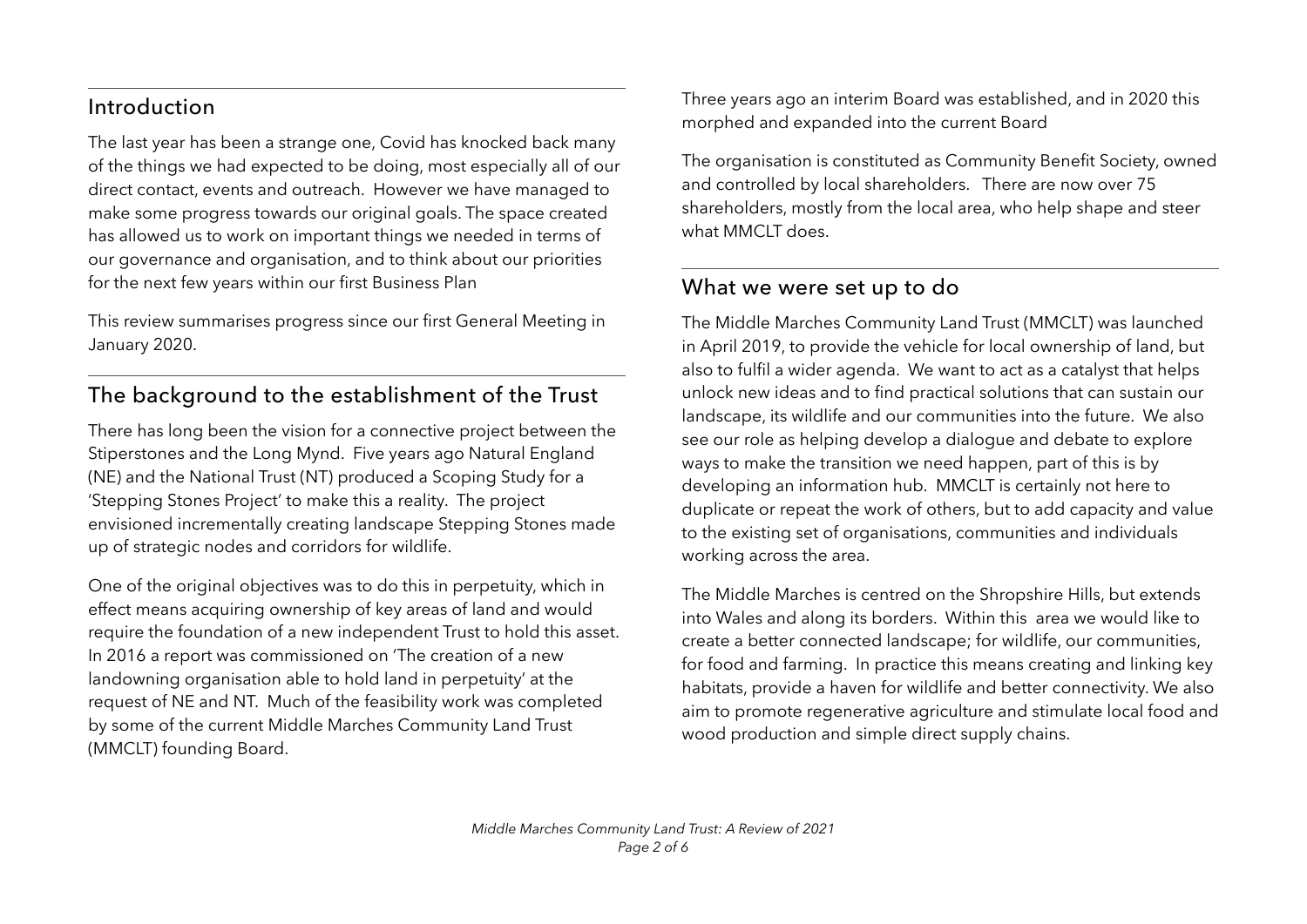## Introduction

The last year has been a strange one, Covid has knocked back many of the things we had expected to be doing, most especially all of our direct contact, events and outreach. However we have managed to make some progress towards our original goals. The space created has allowed us to work on important things we needed in terms of our governance and organisation, and to think about our priorities for the next few years within our first Business Plan

This review summarises progress since our first General Meeting in January 2020.

## The background to the establishment of the Trust

There has long been the vision for a connective project between the Stiperstones and the Long Mynd. Five years ago Natural England (NE) and the National Trust (NT) produced a Scoping Study for a 'Stepping Stones Project' to make this a reality. The project envisioned incrementally creating landscape Stepping Stones made up of strategic nodes and corridors for wildlife.

One of the original objectives was to do this in perpetuity, which in effect means acquiring ownership of key areas of land and would require the foundation of a new independent Trust to hold this asset. In 2016 a report was commissioned on 'The creation of a new landowning organisation able to hold land in perpetuity' at the request of NE and NT. Much of the feasibility work was completed by some of the current Middle Marches Community Land Trust (MMCLT) founding Board.

Three years ago an interim Board was established, and in 2020 this morphed and expanded into the current Board

The organisation is constituted as Community Benefit Society, owned and controlled by local shareholders. There are now over 75 shareholders, mostly from the local area, who help shape and steer what MMCLT does.

## What we were set up to do

The Middle Marches Community Land Trust (MMCLT) was launched in April 2019, to provide the vehicle for local ownership of land, but also to fulfil a wider agenda. We want to act as a catalyst that helps unlock new ideas and to find practical solutions that can sustain our landscape, its wildlife and our communities into the future. We also see our role as helping develop a dialogue and debate to explore ways to make the transition we need happen, part of this is by developing an information hub. MMCLT is certainly not here to duplicate or repeat the work of others, but to add capacity and value to the existing set of organisations, communities and individuals working across the area.

The Middle Marches is centred on the Shropshire Hills, but extends into Wales and along its borders. Within this area we would like to create a better connected landscape; for wildlife, our communities, for food and farming. In practice this means creating and linking key habitats, provide a haven for wildlife and better connectivity. We also aim to promote regenerative agriculture and stimulate local food and wood production and simple direct supply chains.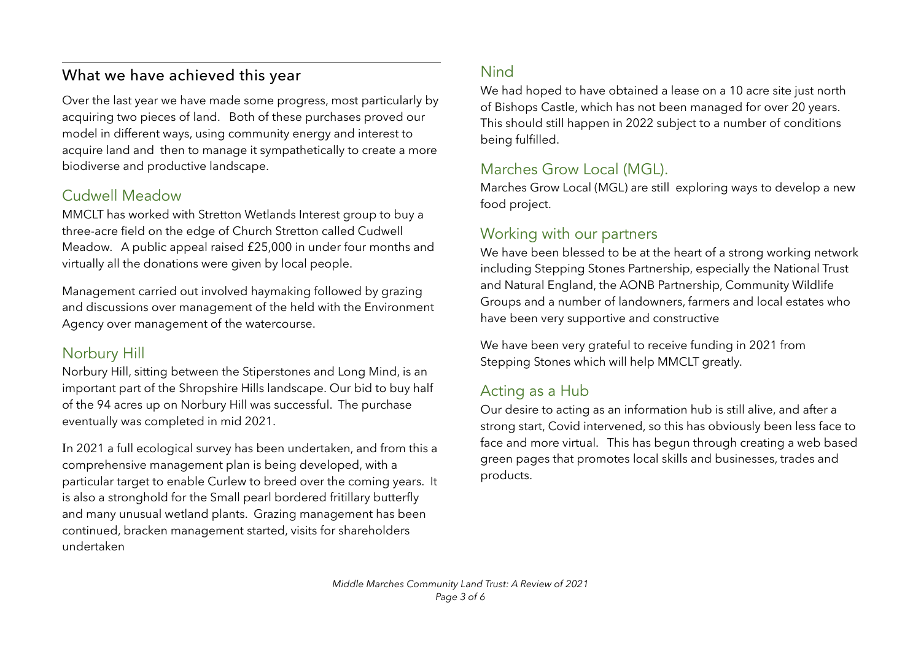## What we have achieved this year

Over the last year we have made some progress, most particularly by acquiring two pieces of land. Both of these purchases proved our model in different ways, using community energy and interest to acquire land and then to manage it sympathetically to create a more biodiverse and productive landscape.

### Cudwell Meadow

MMCLT has worked with Stretton Wetlands Interest group to buy a three-acre field on the edge of Church Stretton called Cudwell Meadow. A public appeal raised £25,000 in under four months and virtually all the donations were given by local people.

Management carried out involved haymaking followed by grazing and discussions over management of the held with the Environment Agency over management of the watercourse.

### Norbury Hill

Norbury Hill, sitting between the Stiperstones and Long Mind, is an important part of the Shropshire Hills landscape. Our bid to buy half of the 94 acres up on Norbury Hill was successful. The purchase eventually was completed in mid 2021.

In 2021 a full ecological survey has been undertaken, and from this a comprehensive management plan is being developed, with a particular target to enable Curlew to breed over the coming years. It is also a stronghold for the Small pearl bordered fritillary butterfly and many unusual wetland plants. Grazing management has been continued, bracken management started, visits for shareholders undertaken

### Nind

We had hoped to have obtained a lease on a 10 acre site just north of Bishops Castle, which has not been managed for over 20 years. This should still happen in 2022 subject to a number of conditions being fulfilled.

### Marches Grow Local (MGL).

Marches Grow Local (MGL) are still exploring ways to develop a new food project.

### Working with our partners

We have been blessed to be at the heart of a strong working network including Stepping Stones Partnership, especially the National Trust and Natural England, the AONB Partnership, Community Wildlife Groups and a number of landowners, farmers and local estates who have been very supportive and constructive

We have been very grateful to receive funding in 2021 from Stepping Stones which will help MMCLT greatly.

### Acting as a Hub

Our desire to acting as an information hub is still alive, and after a strong start, Covid intervened, so this has obviously been less face to face and more virtual. This has begun through creating a web based green pages that promotes local skills and businesses, trades and products.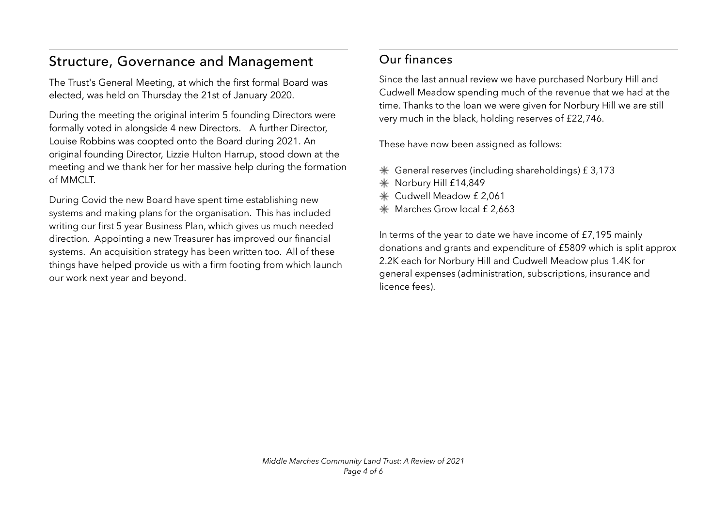## Structure, Governance and Management

The Trust's General Meeting, at which the first formal Board was elected, was held on Thursday the 21st of January 2020.

During the meeting the original interim 5 founding Directors were formally voted in alongside 4 new Directors. A further Director, Louise Robbins was coopted onto the Board during 2021. An original founding Director, Lizzie Hulton Harrup, stood down at the meeting and we thank her for her massive help during the formation of MMCLT.

During Covid the new Board have spent time establishing new systems and making plans for the organisation. This has included writing our first 5 year Business Plan, which gives us much needed direction. Appointing a new Treasurer has improved our financial systems. An acquisition strategy has been written too. All of these things have helped provide us with a firm footing from which launch our work next year and beyond.

## Our finances

Since the last annual review we have purchased Norbury Hill and Cudwell Meadow spending much of the revenue that we had at the time. Thanks to the loan we were given for Norbury Hill we are still very much in the black, holding reserves of £22,746.

These have now been assigned as follows:

- General reserves (including shareholdings) £ 3,173
- Norbury Hill £14,849
- Cudwell Meadow £ 2,061
- Marches Grow local £ 2,663

In terms of the year to date we have income of £7,195 mainly donations and grants and expenditure of £5809 which is split approx 2.2K each for Norbury Hill and Cudwell Meadow plus 1.4K for general expenses (administration, subscriptions, insurance and licence fees).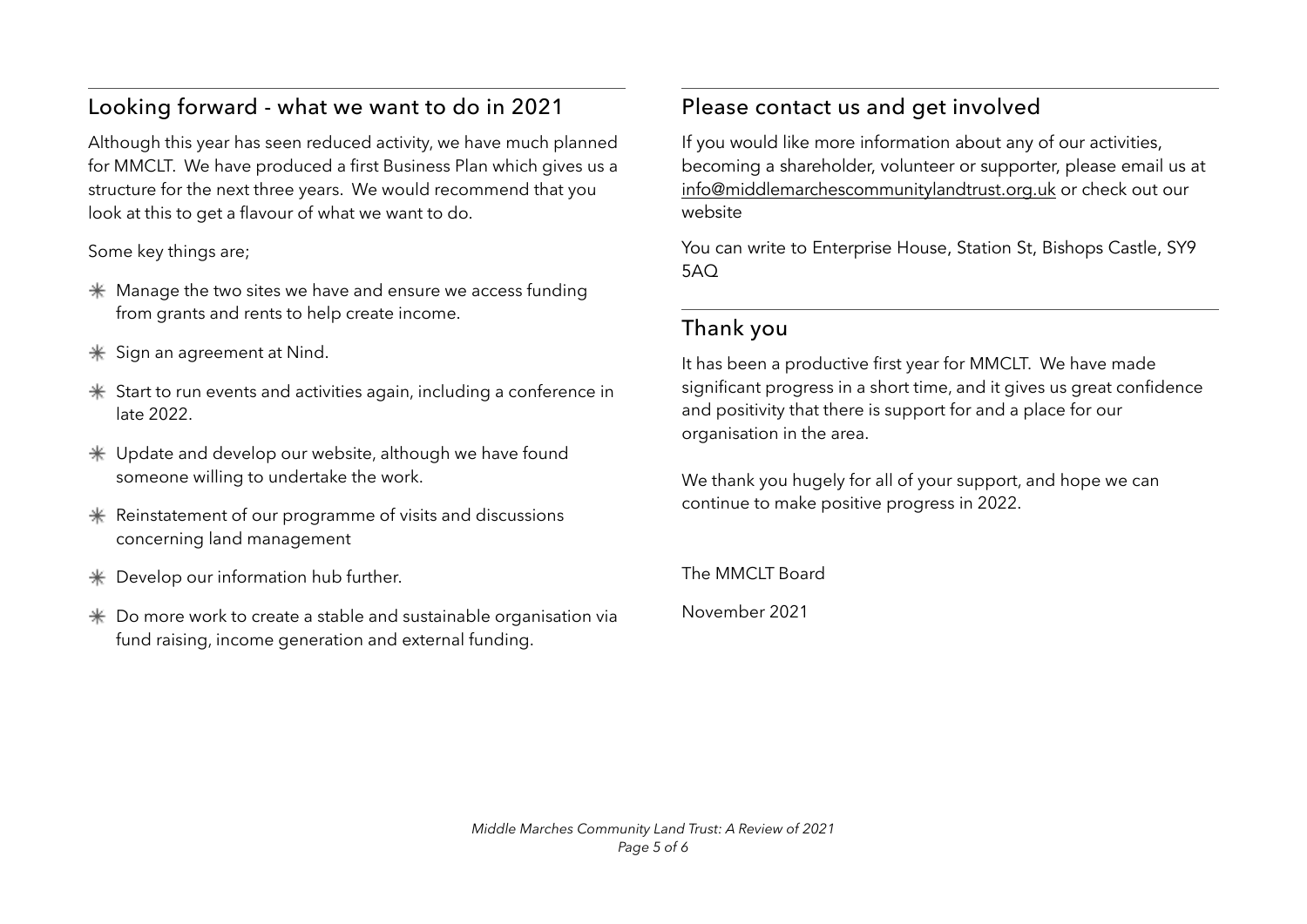## Looking forward - what we want to do in 2021

Although this year has seen reduced activity, we have much planned for MMCLT. We have produced a first Business Plan which gives us a structure for the next three years. We would recommend that you look at this to get a flavour of what we want to do.

Some key things are;

- Manage the two sites we have and ensure we access funding from grants and rents to help create income.
- Sign an agreement at Nind.
- Start to run events and activities again, including a conference in late 2022.
- Update and develop our website, although we have found someone willing to undertake the work.
- Reinstatement of our programme of visits and discussions concerning land management
- Develop our information hub further.
- Do more work to create a stable and sustainable organisation via fund raising, income generation and external funding.

## Please contact us and get involved

If you would like more information about any of our activities, becoming a shareholder, volunteer or supporter, please email us at info@middlemarchescommunitylandtrust.org.uk or check out our website

You can write to Enterprise House, Station St, Bishops Castle, SY9 5AQ

## Thank you

It has been a productive first year for MMCLT. We have made significant progress in a short time, and it gives us great confidence and positivity that there is support for and a place for our organisation in the area.

We thank you hugely for all of your support, and hope we can continue to make positive progress in 2022.

The MMCLT Board

November 2021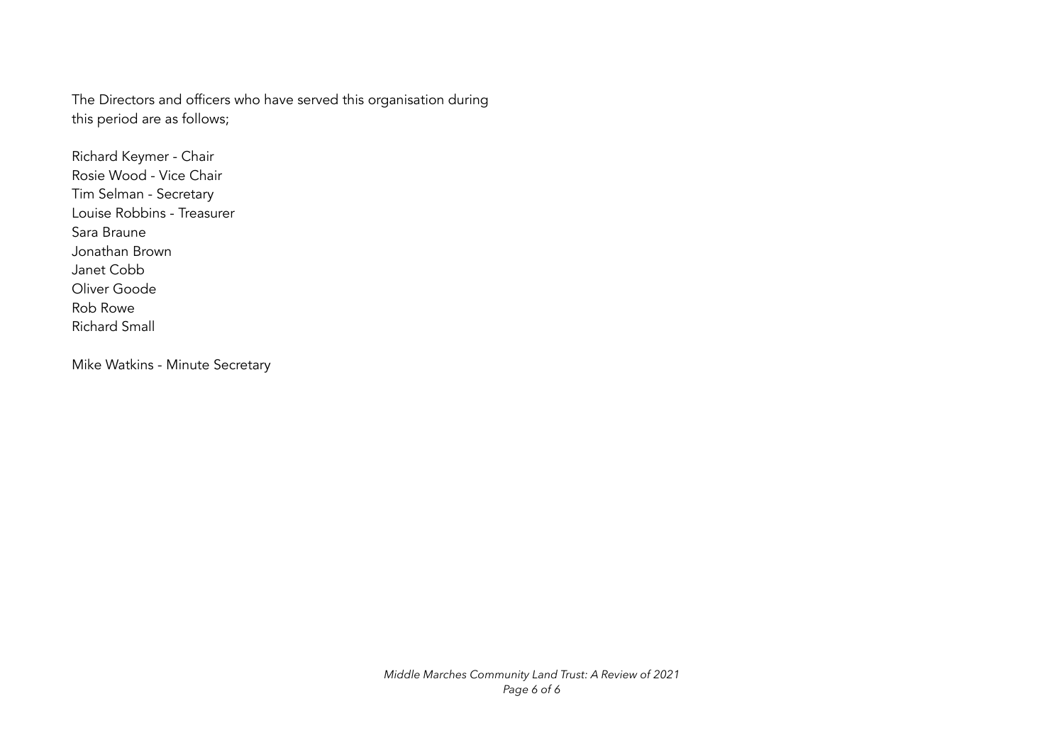The Directors and officers who have served this organisation during this period are as follows;

Richard Keymer - Chair
Rosie Wood - Vice Chair
Tim Selman - Secretary
Louise Robbins - Treasurer
Sara Braune
Jonathan Brown
Janet Cobb
Oliver Goode
Rob Rowe
Richard Small

Mike Watkins - Minute Secretary